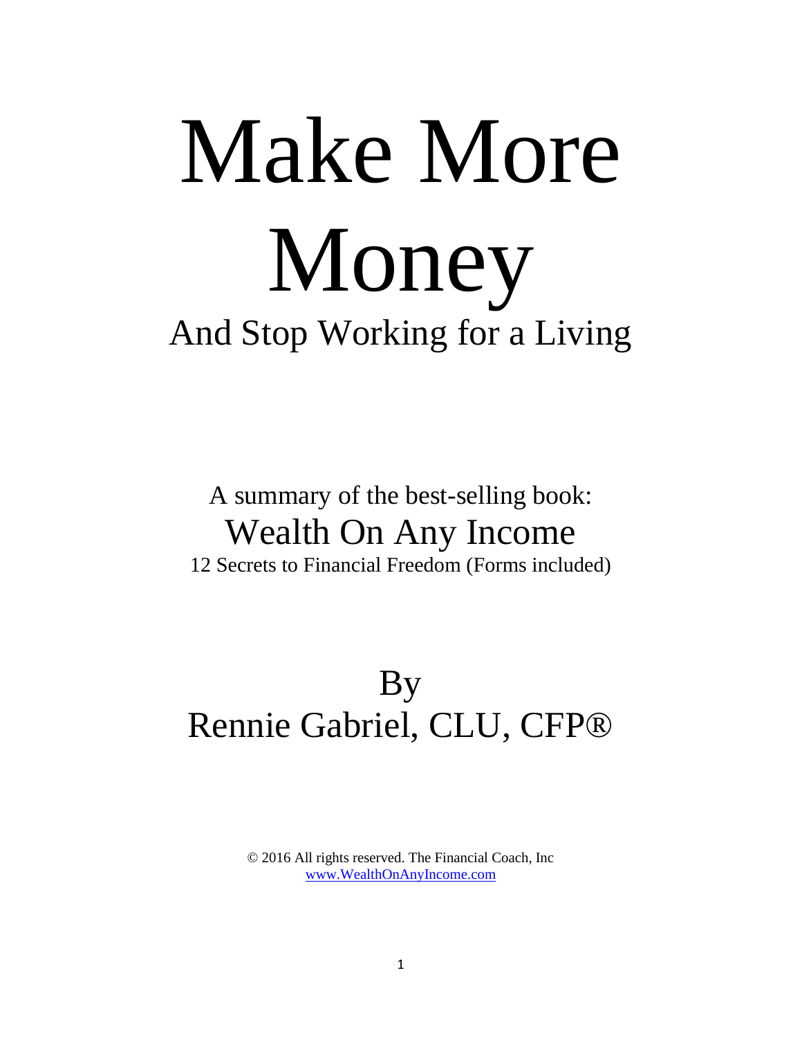# Make More Money

## And Stop Working for a Living

A summary of the best-selling book:

### Wealth On Any Income

12 Secrets to Financial Freedom (Forms included)

## By
## Rennie Gabriel, CLU, CFP®

© 2016 All rights reserved. The Financial Coach, Inc
www.WealthOnAnyIncome.com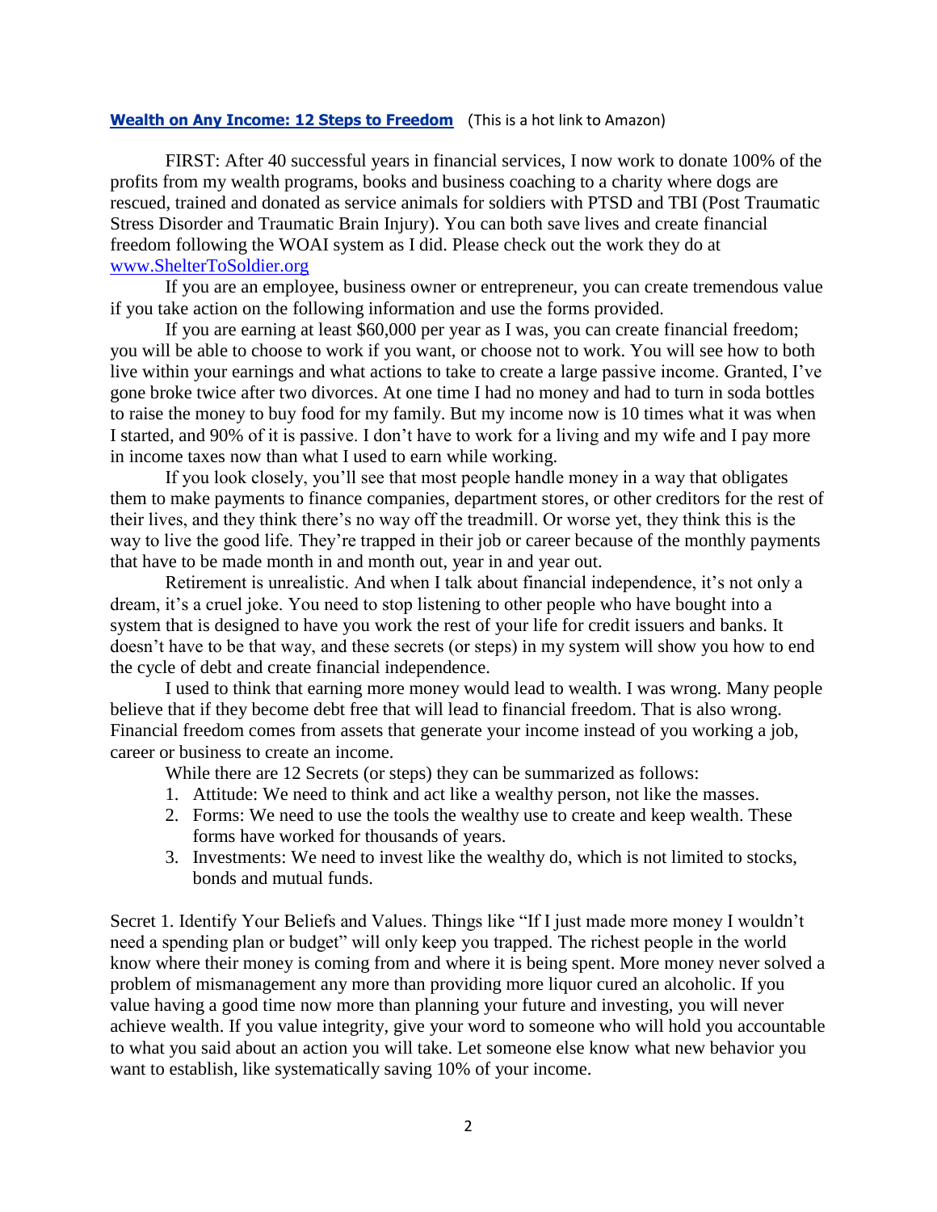**[Wealth on Any Income: 12 Steps to Freedom](#)** (This is a hot link to Amazon)

FIRST: After 40 successful years in financial services, I now work to donate 100% of the profits from my wealth programs, books and business coaching to a charity where dogs are rescued, trained and donated as service animals for soldiers with PTSD and TBI (Post Traumatic Stress Disorder and Traumatic Brain Injury). You can both save lives and create financial freedom following the WOAI system as I did. Please check out the work they do at [www.ShelterToSoldier.org](http://www.ShelterToSoldier.org)

If you are an employee, business owner or entrepreneur, you can create tremendous value if you take action on the following information and use the forms provided.

If you are earning at least $60,000 per year as I was, you can create financial freedom; you will be able to choose to work if you want, or choose not to work. You will see how to both live within your earnings and what actions to take to create a large passive income. Granted, I've gone broke twice after two divorces. At one time I had no money and had to turn in soda bottles to raise the money to buy food for my family. But my income now is 10 times what it was when I started, and 90% of it is passive. I don't have to work for a living and my wife and I pay more in income taxes now than what I used to earn while working.

If you look closely, you'll see that most people handle money in a way that obligates them to make payments to finance companies, department stores, or other creditors for the rest of their lives, and they think there's no way off the treadmill. Or worse yet, they think this is the way to live the good life. They're trapped in their job or career because of the monthly payments that have to be made month in and month out, year in and year out.

Retirement is unrealistic. And when I talk about financial independence, it's not only a dream, it's a cruel joke. You need to stop listening to other people who have bought into a system that is designed to have you work the rest of your life for credit issuers and banks. It doesn't have to be that way, and these secrets (or steps) in my system will show you how to end the cycle of debt and create financial independence.

I used to think that earning more money would lead to wealth. I was wrong. Many people believe that if they become debt free that will lead to financial freedom. That is also wrong. Financial freedom comes from assets that generate your income instead of you working a job, career or business to create an income.

While there are 12 Secrets (or steps) they can be summarized as follows:

1. Attitude: We need to think and act like a wealthy person, not like the masses.
2. Forms: We need to use the tools the wealthy use to create and keep wealth. These forms have worked for thousands of years.
3. Investments: We need to invest like the wealthy do, which is not limited to stocks, bonds and mutual funds.

Secret 1. Identify Your Beliefs and Values. Things like "If I just made more money I wouldn't need a spending plan or budget" will only keep you trapped. The richest people in the world know where their money is coming from and where it is being spent. More money never solved a problem of mismanagement any more than providing more liquor cured an alcoholic. If you value having a good time now more than planning your future and investing, you will never achieve wealth. If you value integrity, give your word to someone who will hold you accountable to what you said about an action you will take. Let someone else know what new behavior you want to establish, like systematically saving 10% of your income.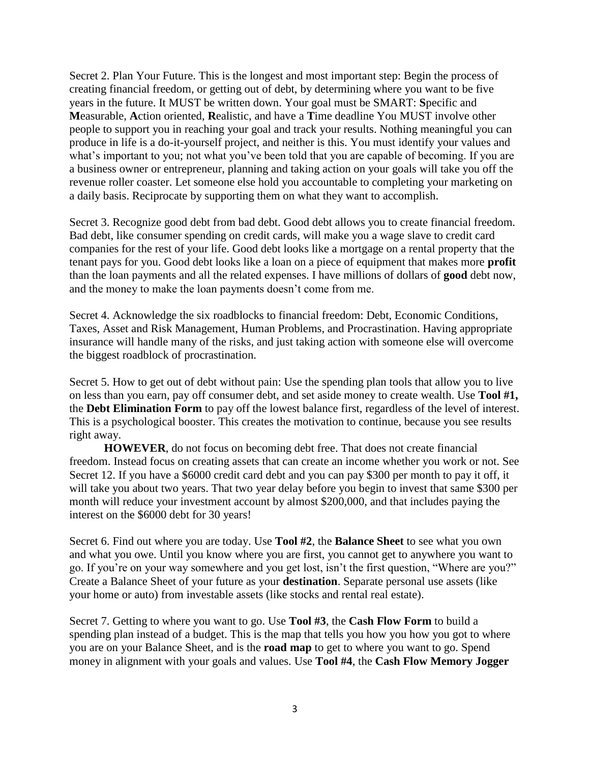Secret 2. Plan Your Future. This is the longest and most important step: Begin the process of creating financial freedom, or getting out of debt, by determining where you want to be five years in the future. It MUST be written down. Your goal must be SMART: **S**pecific and **M**easurable, **A**ction oriented, **R**ealistic, and have a **T**ime deadline You MUST involve other people to support you in reaching your goal and track your results. Nothing meaningful you can produce in life is a do-it-yourself project, and neither is this. You must identify your values and what's important to you; not what you've been told that you are capable of becoming. If you are a business owner or entrepreneur, planning and taking action on your goals will take you off the revenue roller coaster. Let someone else hold you accountable to completing your marketing on a daily basis. Reciprocate by supporting them on what they want to accomplish.

Secret 3. Recognize good debt from bad debt. Good debt allows you to create financial freedom. Bad debt, like consumer spending on credit cards, will make you a wage slave to credit card companies for the rest of your life. Good debt looks like a mortgage on a rental property that the tenant pays for you. Good debt looks like a loan on a piece of equipment that makes more **profit** than the loan payments and all the related expenses. I have millions of dollars of **good** debt now, and the money to make the loan payments doesn't come from me.

Secret 4. Acknowledge the six roadblocks to financial freedom: Debt, Economic Conditions, Taxes, Asset and Risk Management, Human Problems, and Procrastination. Having appropriate insurance will handle many of the risks, and just taking action with someone else will overcome the biggest roadblock of procrastination.

Secret 5. How to get out of debt without pain: Use the spending plan tools that allow you to live on less than you earn, pay off consumer debt, and set aside money to create wealth. Use **Tool #1,** the **Debt Elimination Form** to pay off the lowest balance first, regardless of the level of interest. This is a psychological booster. This creates the motivation to continue, because you see results right away.

**HOWEVER**, do not focus on becoming debt free. That does not create financial freedom. Instead focus on creating assets that can create an income whether you work or not. See Secret 12. If you have a $6000 credit card debt and you can pay $300 per month to pay it off, it will take you about two years. That two year delay before you begin to invest that same $300 per month will reduce your investment account by almost $200,000, and that includes paying the interest on the $6000 debt for 30 years!

Secret 6. Find out where you are today. Use **Tool #2**, the **Balance Sheet** to see what you own and what you owe. Until you know where you are first, you cannot get to anywhere you want to go. If you're on your way somewhere and you get lost, isn't the first question, "Where are you?" Create a Balance Sheet of your future as your **destination**. Separate personal use assets (like your home or auto) from investable assets (like stocks and rental real estate).

Secret 7. Getting to where you want to go. Use **Tool #3**, the **Cash Flow Form** to build a spending plan instead of a budget. This is the map that tells you how you how you got to where you are on your Balance Sheet, and is the **road map** to get to where you want to go. Spend money in alignment with your goals and values. Use **Tool #4**, the **Cash Flow Memory Jogger**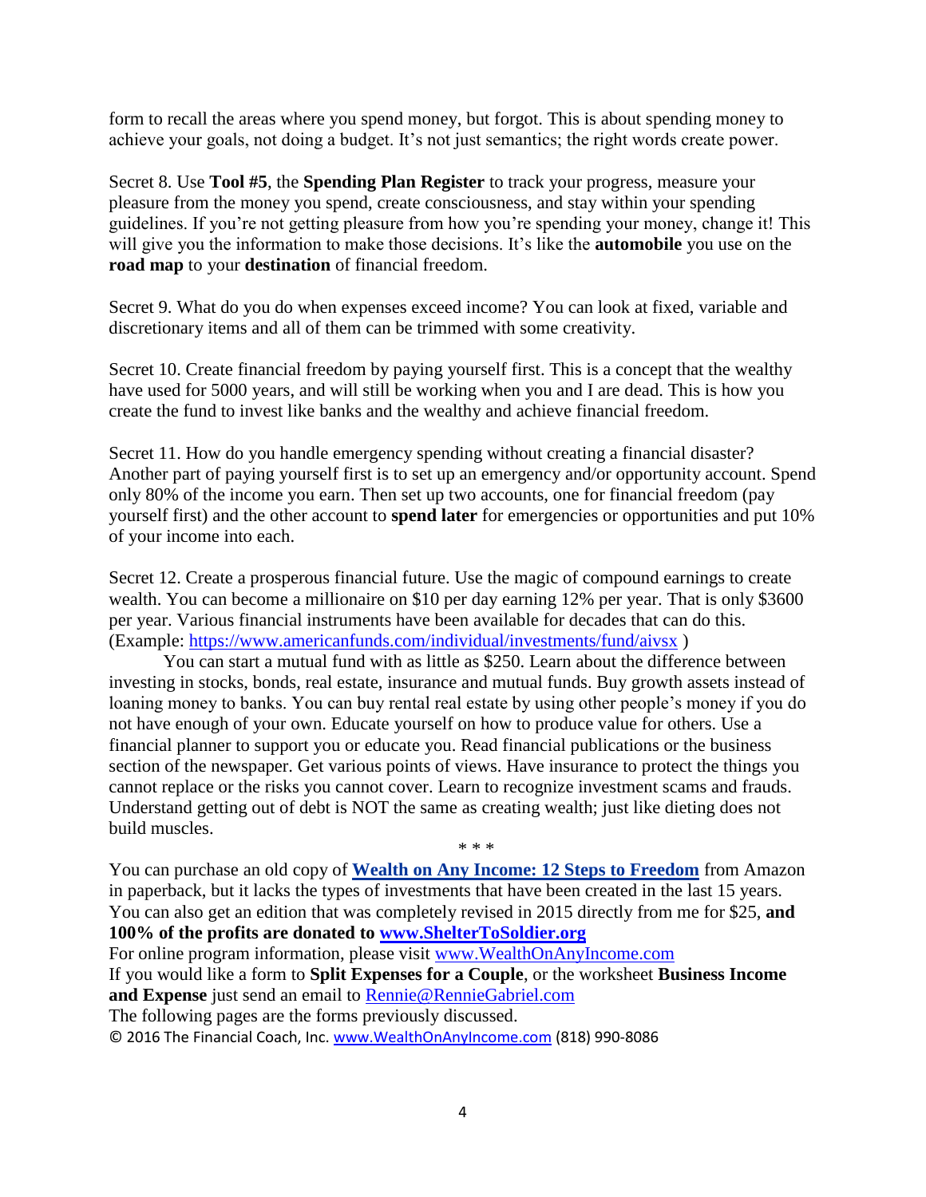form to recall the areas where you spend money, but forgot. This is about spending money to achieve your goals, not doing a budget. It's not just semantics; the right words create power.

Secret 8. Use **Tool #5**, the **Spending Plan Register** to track your progress, measure your pleasure from the money you spend, create consciousness, and stay within your spending guidelines. If you're not getting pleasure from how you're spending your money, change it! This will give you the information to make those decisions. It's like the **automobile** you use on the **road map** to your **destination** of financial freedom.

Secret 9. What do you do when expenses exceed income? You can look at fixed, variable and discretionary items and all of them can be trimmed with some creativity.

Secret 10. Create financial freedom by paying yourself first. This is a concept that the wealthy have used for 5000 years, and will still be working when you and I are dead. This is how you create the fund to invest like banks and the wealthy and achieve financial freedom.

Secret 11. How do you handle emergency spending without creating a financial disaster? Another part of paying yourself first is to set up an emergency and/or opportunity account. Spend only 80% of the income you earn. Then set up two accounts, one for financial freedom (pay yourself first) and the other account to **spend later** for emergencies or opportunities and put 10% of your income into each.

Secret 12. Create a prosperous financial future. Use the magic of compound earnings to create wealth. You can become a millionaire on $10 per day earning 12% per year. That is only $3600 per year. Various financial instruments have been available for decades that can do this. (Example: https://www.americanfunds.com/individual/investments/fund/aivsx )

You can start a mutual fund with as little as $250. Learn about the difference between investing in stocks, bonds, real estate, insurance and mutual funds. Buy growth assets instead of loaning money to banks. You can buy rental real estate by using other people's money if you do not have enough of your own. Educate yourself on how to produce value for others. Use a financial planner to support you or educate you. Read financial publications or the business section of the newspaper. Get various points of views. Have insurance to protect the things you cannot replace or the risks you cannot cover. Learn to recognize investment scams and frauds. Understand getting out of debt is NOT the same as creating wealth; just like dieting does not build muscles.

\* \* \*

You can purchase an old copy of **Wealth on Any Income: 12 Steps to Freedom** from Amazon in paperback, but it lacks the types of investments that have been created in the last 15 years. You can also get an edition that was completely revised in 2015 directly from me for $25, **and 100% of the profits are donated to www.ShelterToSoldier.org**

For online program information, please visit www.WealthOnAnyIncome.com

If you would like a form to **Split Expenses for a Couple**, or the worksheet **Business Income and Expense** just send an email to Rennie@RennieGabriel.com

The following pages are the forms previously discussed.

© 2016 The Financial Coach, Inc. www.WealthOnAnyIncome.com (818) 990-8086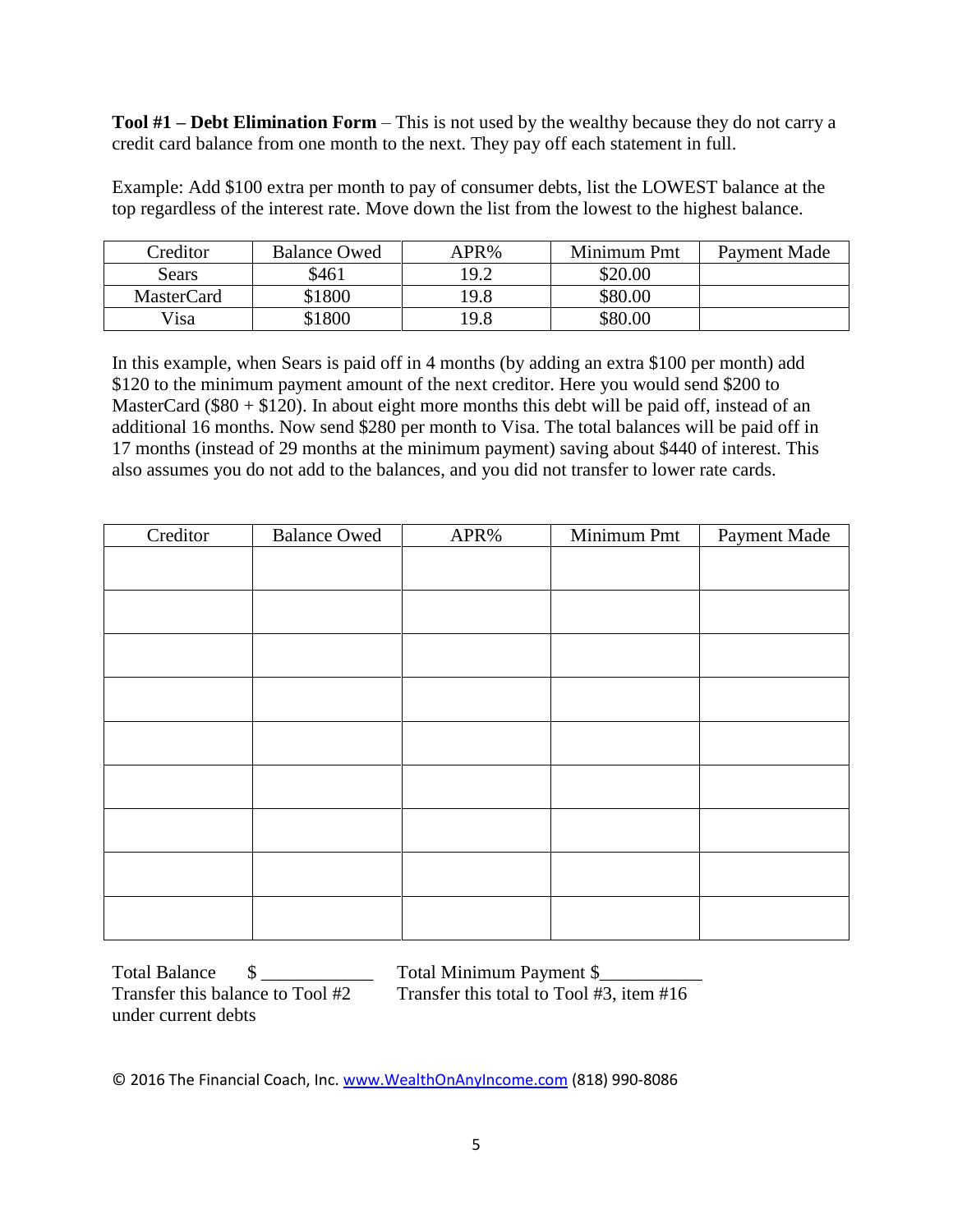**Tool #1 – Debt Elimination Form** – This is not used by the wealthy because they do not carry a credit card balance from one month to the next. They pay off each statement in full.

Example: Add $100 extra per month to pay of consumer debts, list the LOWEST balance at the top regardless of the interest rate. Move down the list from the lowest to the highest balance.

| Creditor | Balance Owed | APR% | Minimum Pmt | Payment Made |
|---|---|---|---|---|
| Sears | $461 | 19.2 | $20.00 | |
| MasterCard | $1800 | 19.8 | $80.00 | |
| Visa | $1800 | 19.8 | $80.00 | |

In this example, when Sears is paid off in 4 months (by adding an extra $100 per month) add $120 to the minimum payment amount of the next creditor. Here you would send $200 to MasterCard ($80 + $120). In about eight more months this debt will be paid off, instead of an additional 16 months. Now send $280 per month to Visa. The total balances will be paid off in 17 months (instead of 29 months at the minimum payment) saving about $440 of interest. This also assumes you do not add to the balances, and you did not transfer to lower rate cards.

| Creditor | Balance Owed | APR% | Minimum Pmt | Payment Made |
|---|---|---|---|---|
| | | | | |
| | | | | |
| | | | | |
| | | | | |
| | | | | |
| | | | | |
| | | | | |
| | | | | |
| | | | | |

Total Balance $ ____________
Transfer this balance to Tool #2 under current debts

Total Minimum Payment $___________
Transfer this total to Tool #3, item #16

© 2016 The Financial Coach, Inc. www.WealthOnAnyIncome.com (818) 990-8086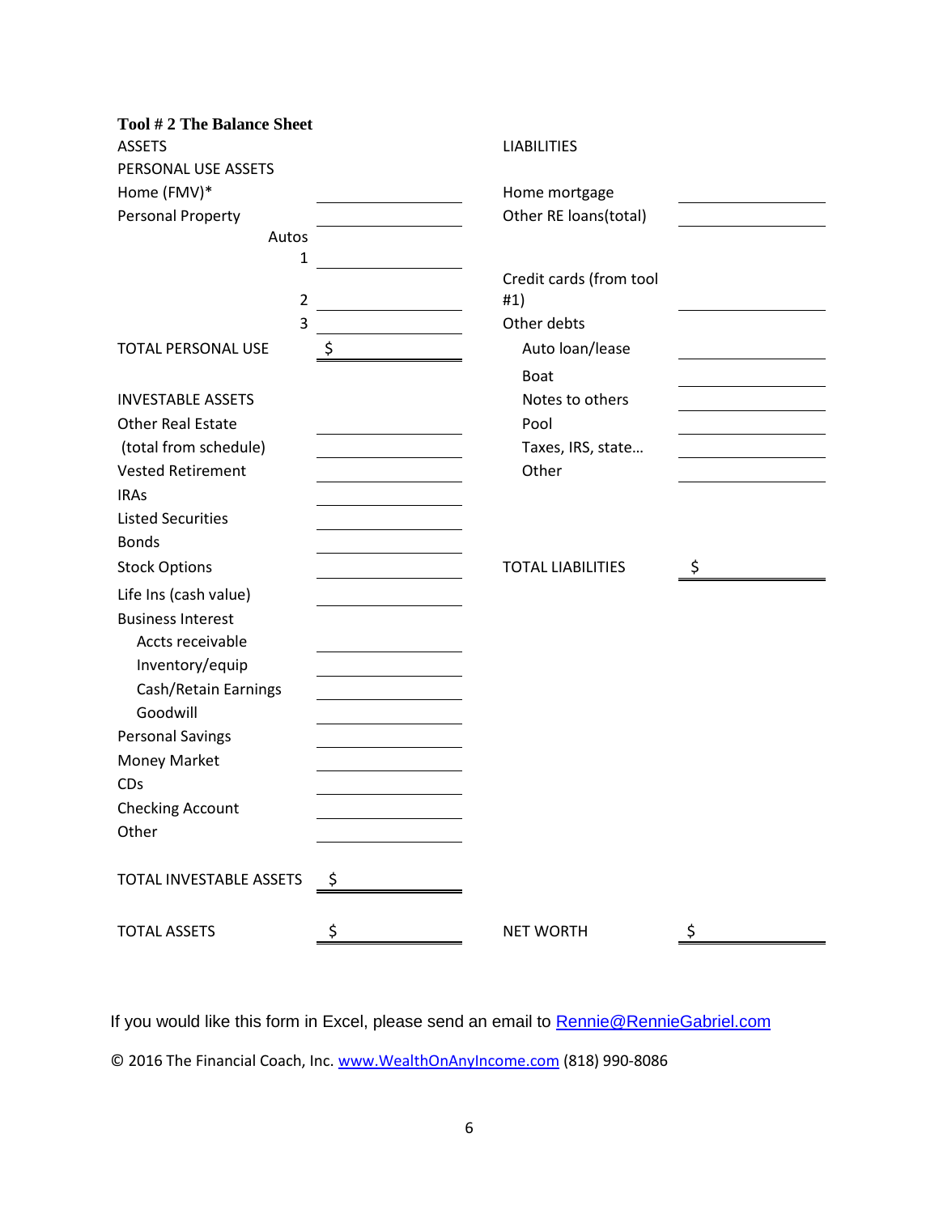## Tool # 2 The Balance Sheet

| ASSETS | | LIABILITIES | |
|---|---|---|---|
| PERSONAL USE ASSETS | | | |
| Home (FMV)* | | Home mortgage | |
| Personal Property | | Other RE loans(total) | |
| Autos | | | |
| 1 | | | |
| 2 | | Credit cards (from tool #1) | |
| 3 | | Other debts | |
| TOTAL PERSONAL USE | $ | Auto loan/lease | |
| | | Boat | |
| INVESTABLE ASSETS | | Notes to others | |
| Other Real Estate | | Pool | |
| (total from schedule) | | Taxes, IRS, state… | |
| Vested Retirement | | Other | |
| IRAs | | | |
| Listed Securities | | | |
| Bonds | | | |
| Stock Options | | TOTAL LIABILITIES | $ |
| Life Ins (cash value) | | | |
| Business Interest | | | |
| Accts receivable | | | |
| Inventory/equip | | | |
| Cash/Retain Earnings | | | |
| Goodwill | | | |
| Personal Savings | | | |
| Money Market | | | |
| CDs | | | |
| Checking Account | | | |
| Other | | | |
| TOTAL INVESTABLE ASSETS | $ | | |
| TOTAL ASSETS | $ | NET WORTH | $ |

If you would like this form in Excel, please send an email to Rennie@RennieGabriel.com

© 2016 The Financial Coach, Inc. www.WealthOnAnyIncome.com (818) 990-8086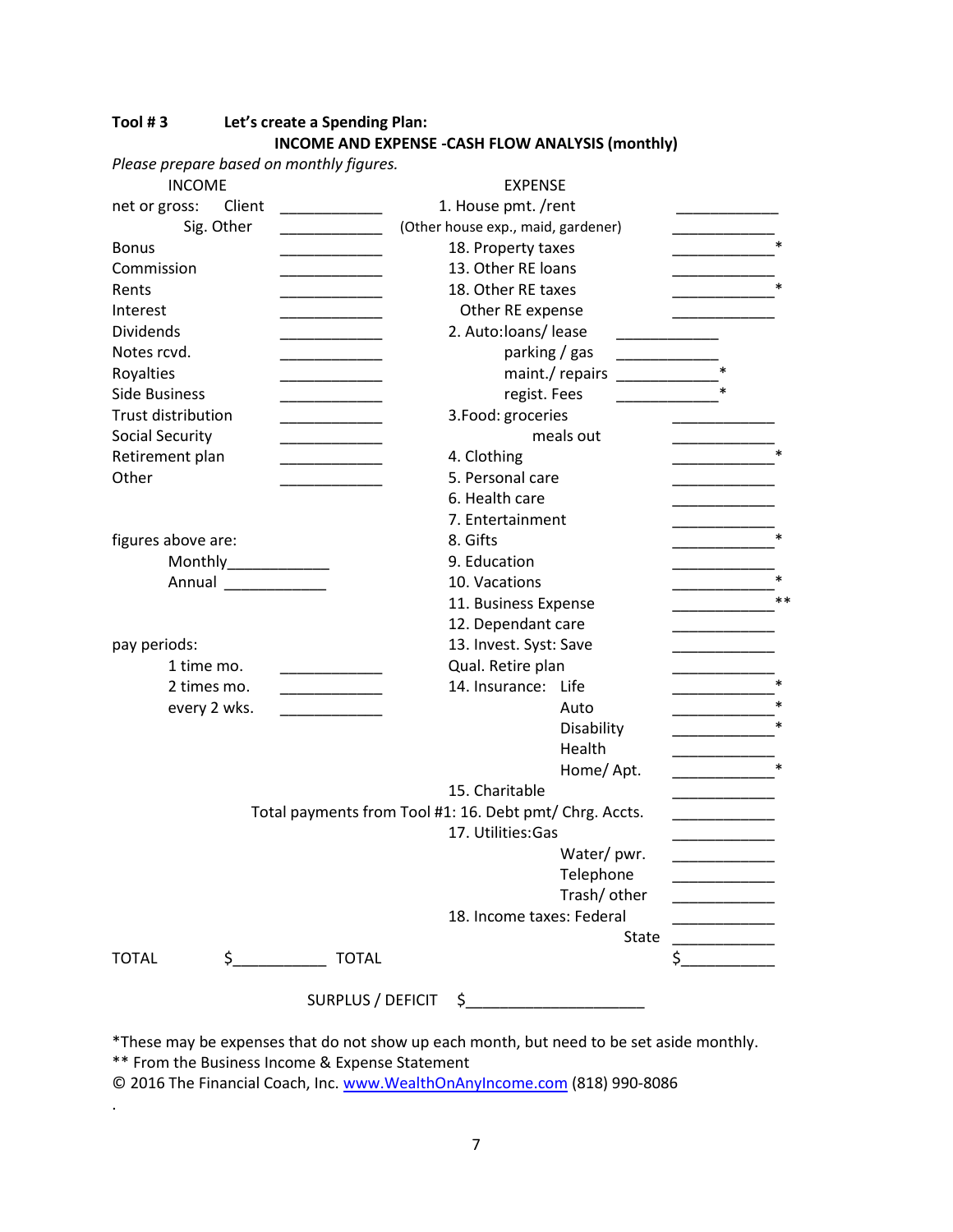**Tool # 3 Let's create a Spending Plan:**

**INCOME AND EXPENSE -CASH FLOW ANALYSIS (monthly)**

*Please prepare based on monthly figures.*

| INCOME | | EXPENSE | |
|---|---|---|---|
| net or gross: Client | ____________ | 1. House pmt. /rent | ____________ |
| Sig. Other | ____________ | (Other house exp., maid, gardener) | ____________ |
| Bonus | ____________ | 18. Property taxes | ____________* |
| Commission | ____________ | 13. Other RE loans | ____________ |
| Rents | ____________ | 18. Other RE taxes | ____________* |
| Interest | ____________ | Other RE expense | ____________ |
| Dividends | ____________ | 2. Auto:loans/ lease | ____________ |
| Notes rcvd. | ____________ | parking / gas | ____________ |
| Royalties | ____________ | maint./ repairs | ____________* |
| Side Business | ____________ | regist. Fees | ____________* |
| Trust distribution | ____________ | 3.Food: groceries | ____________ |
| Social Security | ____________ | meals out | ____________ |
| Retirement plan | ____________ | 4. Clothing | ____________* |
| Other | ____________ | 5. Personal care | ____________ |
| | | 6. Health care | ____________ |
| | | 7. Entertainment | ____________ |
| figures above are: | | 8. Gifts | ____________* |
| Monthly | ____________ | 9. Education | ____________ |
| Annual | ____________ | 10. Vacations | ____________* |
| | | 11. Business Expense | ____________** |
| | | 12. Dependant care | ____________ |
| pay periods: | | 13. Invest. Syst: Save | ____________ |
| 1 time mo. | ____________ | Qual. Retire plan | ____________ |
| 2 times mo. | ____________ | 14. Insurance: Life | ____________* |
| every 2 wks. | ____________ | Auto | ____________* |
| | | Disability | ____________* |
| | | Health | ____________ |
| | | Home/ Apt. | ____________* |
| | | 15. Charitable | ____________ |
| | | Total payments from Tool #1: 16. Debt pmt/ Chrg. Accts. | ____________ |
| | | 17. Utilities:Gas | ____________ |
| | | Water/ pwr. | ____________ |
| | | Telephone | ____________ |
| | | Trash/ other | ____________ |
| | | 18. Income taxes: Federal | ____________ |
| | | State | ____________ |
| TOTAL | $___________ | TOTAL | $___________ |

SURPLUS / DEFICIT $_____________________

*These may be expenses that do not show up each month, but need to be set aside monthly.

** From the Business Income & Expense Statement

© 2016 The Financial Coach, Inc. www.WealthOnAnyIncome.com (818) 990-8086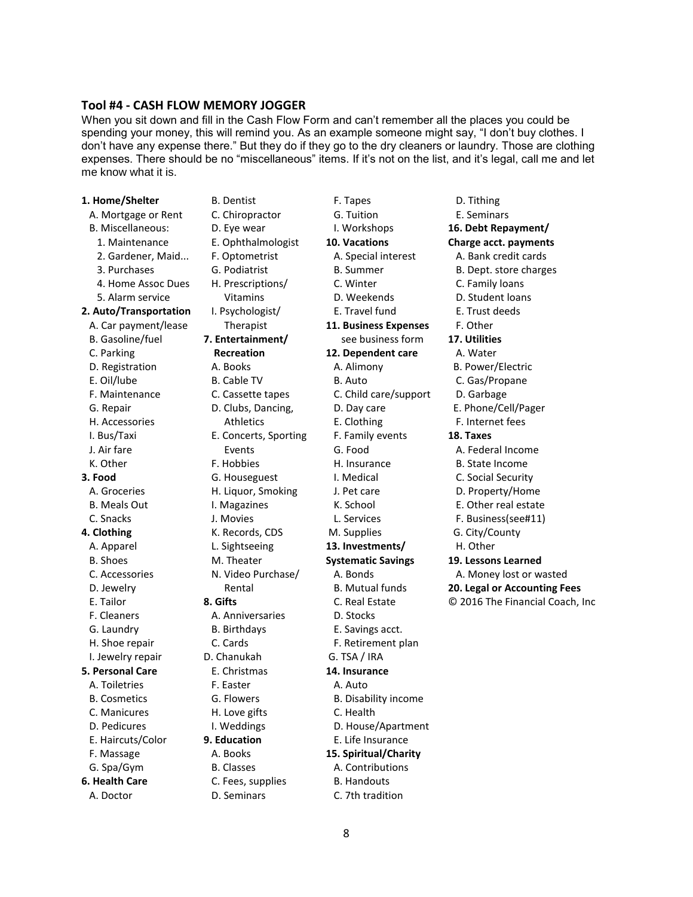### Tool #4 - CASH FLOW MEMORY JOGGER

When you sit down and fill in the Cash Flow Form and can't remember all the places you could be spending your money, this will remind you. As an example someone might say, "I don't buy clothes. I don't have any expense there." But they do if they go to the dry cleaners or laundry. Those are clothing expenses. There should be no "miscellaneous" items. If it's not on the list, and it's legal, call me and let me know what it is.

**1. Home/Shelter**
- A. Mortgage or Rent
- B. Miscellaneous:
  - 1. Maintenance
  - 2. Gardener, Maid...
  - 3. Purchases
  - 4. Home Assoc Dues
  - 5. Alarm service

**2. Auto/Transportation**
- A. Car payment/lease
- B. Gasoline/fuel
- C. Parking
- D. Registration
- E. Oil/lube
- F. Maintenance
- G. Repair
- H. Accessories
- I. Bus/Taxi
- J. Air fare
- K. Other

**3. Food**
- A. Groceries
- B. Meals Out
- C. Snacks

**4. Clothing**
- A. Apparel
- B. Shoes
- C. Accessories
- D. Jewelry
- E. Tailor
- F. Cleaners
- G. Laundry
- H. Shoe repair
- I. Jewelry repair

**5. Personal Care**
- A. Toiletries
- B. Cosmetics
- C. Manicures
- D. Pedicures
- E. Haircuts/Color
- F. Massage
- G. Spa/Gym

**6. Health Care**
- A. Doctor
- B. Dentist
- C. Chiropractor
- D. Eye wear
- E. Ophthalmologist
- F. Optometrist
- G. Podiatrist
- H. Prescriptions/ Vitamins
- I. Psychologist/ Therapist

**7. Entertainment/ Recreation**
- A. Books
- B. Cable TV
- C. Cassette tapes
- D. Clubs, Dancing, Athletics
- E. Concerts, Sporting Events
- F. Hobbies
- G. Houseguest
- H. Liquor, Smoking
- I. Magazines
- J. Movies
- K. Records, CDS
- L. Sightseeing
- M. Theater
- N. Video Purchase/ Rental

**8. Gifts**
- A. Anniversaries
- B. Birthdays
- C. Cards
- D. Chanukah
- E. Christmas
- F. Easter
- G. Flowers
- H. Love gifts
- I. Weddings

**9. Education**
- A. Books
- B. Classes
- C. Fees, supplies
- D. Seminars
- F. Tapes
- G. Tuition
- I. Workshops

**10. Vacations**
- A. Special interest
- B. Summer
- C. Winter
- D. Weekends
- E. Travel fund

**11. Business Expenses**
- see business form

**12. Dependent care**
- A. Alimony
- B. Auto
- C. Child care/support
- D. Day care
- E. Clothing
- F. Family events
- G. Food
- H. Insurance
- I. Medical
- J. Pet care
- K. School
- L. Services
- M. Supplies

**13. Investments/ Systematic Savings**
- A. Bonds
- B. Mutual funds
- C. Real Estate
- D. Stocks
- E. Savings acct.
- F. Retirement plan
- G. TSA / IRA

**14. Insurance**
- A. Auto
- B. Disability income
- C. Health
- D. House/Apartment
- E. Life Insurance

**15. Spiritual/Charity**
- A. Contributions
- B. Handouts
- C. 7th tradition
- D. Tithing
- E. Seminars

**16. Debt Repayment/ Charge acct. payments**
- A. Bank credit cards
- B. Dept. store charges
- C. Family loans
- D. Student loans
- E. Trust deeds
- F. Other

**17. Utilities**
- A. Water
- B. Power/Electric
- C. Gas/Propane
- D. Garbage
- E. Phone/Cell/Pager
- F. Internet fees

**18. Taxes**
- A. Federal Income
- B. State Income
- C. Social Security
- D. Property/Home
- E. Other real estate
- F. Business(see#11)
- G. City/County
- H. Other

**19. Lessons Learned**
- A. Money lost or wasted

**20. Legal or Accounting Fees**

© 2016 The Financial Coach, Inc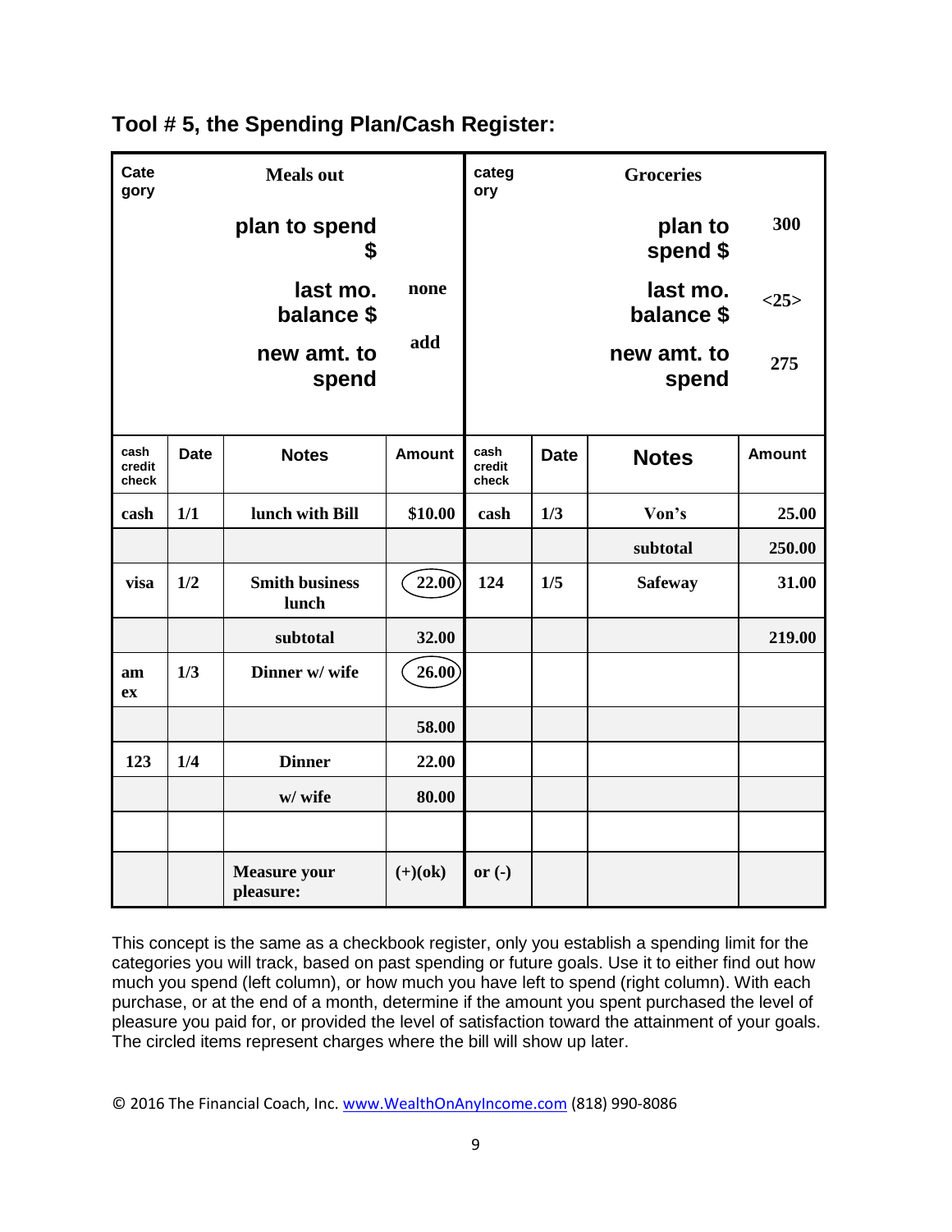### Tool # 5, the Spending Plan/Cash Register:

| Cate gory | | Meals out | | categ ory | | Groceries | |
|---|---|---|---|---|---|---|---|
| | | plan to spend $ | | | | plan to spend $ | 300 |
| | | last mo. balance $ | none | | | last mo. balance $ | <25> |
| | | new amt. to spend | add | | | new amt. to spend | 275 |
| cash credit check | Date | Notes | Amount | cash credit check | Date | Notes | Amount |
| cash | 1/1 | lunch with Bill | $10.00 | cash | 1/3 | Von's | 25.00 |
| | | | | | | subtotal | 250.00 |
| visa | 1/2 | Smith business lunch | (22.00) | 124 | 1/5 | Safeway | 31.00 |
| | | subtotal | 32.00 | | | | 219.00 |
| am ex | 1/3 | Dinner w/ wife | (26.00) | | | | |
| | | | 58.00 | | | | |
| 123 | 1/4 | Dinner | 22.00 | | | | |
| | | w/ wife | 80.00 | | | | |
| | | | | | | | |
| | | Measure your pleasure: | (+)(ok) | or (-) | | | |

This concept is the same as a checkbook register, only you establish a spending limit for the categories you will track, based on past spending or future goals. Use it to either find out how much you spend (left column), or how much you have left to spend (right column). With each purchase, or at the end of a month, determine if the amount you spent purchased the level of pleasure you paid for, or provided the level of satisfaction toward the attainment of your goals. The circled items represent charges where the bill will show up later.

© 2016 The Financial Coach, Inc. www.WealthOnAnyIncome.com (818) 990-8086